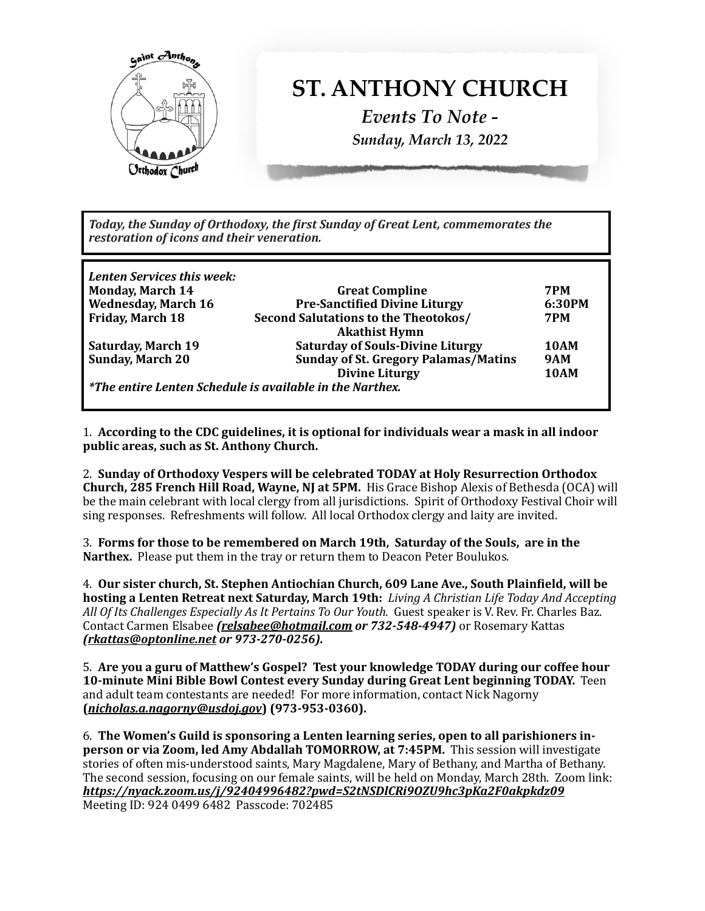# ST. ANTHONY CHURCH

*Events To Note -*

*Sunday, March 13, 2022*

***Today, the Sunday of Orthodoxy, the first Sunday of Great Lent, commemorates the restoration of icons and their veneration.***

***Lenten Services this week:***

| | | |
|---|---|---|
| **Monday, March 14** | **Great Compline** | **7PM** |
| **Wednesday, March 16** | **Pre-Sanctified Divine Liturgy** | **6:30PM** |
| **Friday, March 18** | **Second Salutations to the Theotokos/ Akathist Hymn** | **7PM** |
| **Saturday, March 19** | **Saturday of Souls-Divine Liturgy** | **10AM** |
| **Sunday, March 20** | **Sunday of St. Gregory Palamas/Matins** | **9AM** |
| | **Divine Liturgy** | **10AM** |

***\*The entire Lenten Schedule is available in the Narthex.***

1. **According to the CDC guidelines, it is optional for individuals wear a mask in all indoor public areas, such as St. Anthony Church.**

2. **Sunday of Orthodoxy Vespers will be celebrated TODAY at Holy Resurrection Orthodox Church, 285 French Hill Road, Wayne, NJ at 5PM.** His Grace Bishop Alexis of Bethesda (OCA) will be the main celebrant with local clergy from all jurisdictions. Spirit of Orthodoxy Festival Choir will sing responses. Refreshments will follow. All local Orthodox clergy and laity are invited.

3. **Forms for those to be remembered on March 19th, Saturday of the Souls, are in the Narthex.** Please put them in the tray or return them to Deacon Peter Boulukos.

4. **Our sister church, St. Stephen Antiochian Church, 609 Lane Ave., South Plainfield, will be hosting a Lenten Retreat next Saturday, March 19th:** *Living A Christian Life Today And Accepting All Of Its Challenges Especially As It Pertains To Our Youth.* Guest speaker is V. Rev. Fr. Charles Baz. Contact Carmen Elsabee ***(relsabee@hotmail.com or 732-548-4947)*** or Rosemary Kattas ***(rkattas@optonline.net or 973-270-0256).***

5. **Are you a guru of Matthew's Gospel? Test your knowledge TODAY during our coffee hour 10-minute Mini Bible Bowl Contest every Sunday during Great Lent beginning TODAY.** Teen and adult team contestants are needed! For more information, contact Nick Nagorny **(*nicholas.a.nagorny@usdoj.gov*) (973-953-0360).**

6. **The Women's Guild is sponsoring a Lenten learning series, open to all parishioners in-person or via Zoom, led Amy Abdallah TOMORROW, at 7:45PM.** This session will investigate stories of often mis-understood saints, Mary Magdalene, Mary of Bethany, and Martha of Bethany. The second session, focusing on our female saints, will be held on Monday, March 28th. Zoom link: ***https://nyack.zoom.us/j/92404996482?pwd=S2tNSDlCRi9OZU9hc3pKa2F0akpkdz09***
Meeting ID: 924 0499 6482 Passcode: 702485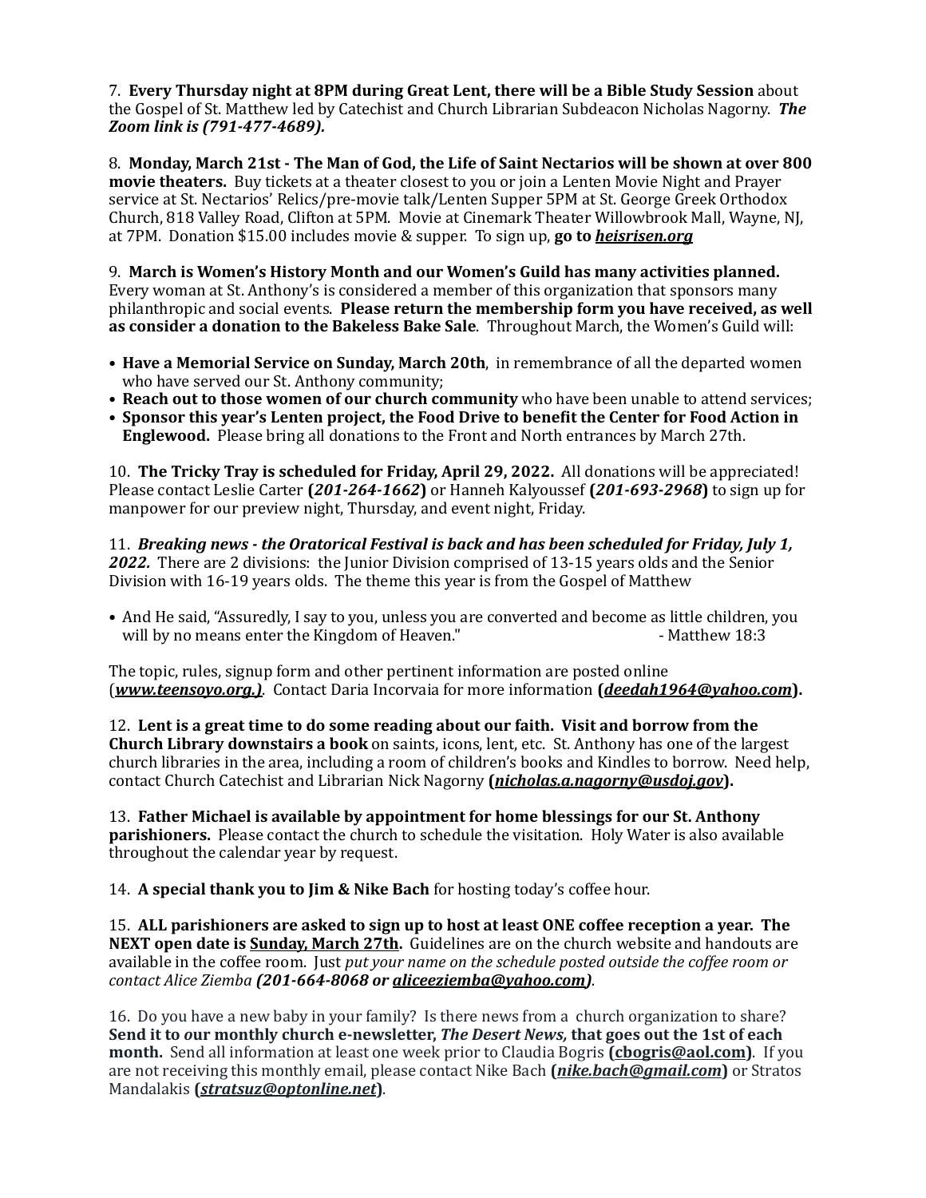7. **Every Thursday night at 8PM during Great Lent, there will be a Bible Study Session** about the Gospel of St. Matthew led by Catechist and Church Librarian Subdeacon Nicholas Nagorny. ***The Zoom link is (791-477-4689).***

8. **Monday, March 21st - The Man of God, the Life of Saint Nectarios will be shown at over 800 movie theaters.** Buy tickets at a theater closest to you or join a Lenten Movie Night and Prayer service at St. Nectarios' Relics/pre-movie talk/Lenten Supper 5PM at St. George Greek Orthodox Church, 818 Valley Road, Clifton at 5PM. Movie at Cinemark Theater Willowbrook Mall, Wayne, NJ, at 7PM. Donation $15.00 includes movie & supper. To sign up, **go to *heisrisen.org***

9. **March is Women's History Month and our Women's Guild has many activities planned.** Every woman at St. Anthony's is considered a member of this organization that sponsors many philanthropic and social events. **Please return the membership form you have received, as well as consider a donation to the Bakeless Bake Sale**. Throughout March, the Women's Guild will:

- **Have a Memorial Service on Sunday, March 20th**, in remembrance of all the departed women who have served our St. Anthony community;
- **Reach out to those women of our church community** who have been unable to attend services;
- **Sponsor this year's Lenten project, the Food Drive to benefit the Center for Food Action in Englewood.** Please bring all donations to the Front and North entrances by March 27th.

10. **The Tricky Tray is scheduled for Friday, April 29, 2022.** All donations will be appreciated! Please contact Leslie Carter **(*201-264-1662*)** or Hanneh Kalyoussef **(*201-693-2968*)** to sign up for manpower for our preview night, Thursday, and event night, Friday.

11. ***Breaking news - the Oratorical Festival is back and has been scheduled for Friday, July 1, 2022.*** There are 2 divisions: the Junior Division comprised of 13-15 years olds and the Senior Division with 16-19 years olds. The theme this year is from the Gospel of Matthew

- And He said, "Assuredly, I say to you, unless you are converted and become as little children, you will by no means enter the Kingdom of Heaven." - Matthew 18:3

The topic, rules, signup form and other pertinent information are posted online (***www.teensoyo.org.)***. Contact Daria Incorvaia for more information **(*deedah1964@yahoo.com*).**

12. **Lent is a great time to do some reading about our faith. Visit and borrow from the Church Library downstairs a book** on saints, icons, lent, etc. St. Anthony has one of the largest church libraries in the area, including a room of children's books and Kindles to borrow. Need help, contact Church Catechist and Librarian Nick Nagorny **(*nicholas.a.nagorny@usdoj.gov*).**

13. **Father Michael is available by appointment for home blessings for our St. Anthony parishioners.** Please contact the church to schedule the visitation. Holy Water is also available throughout the calendar year by request.

14. **A special thank you to Jim & Nike Bach** for hosting today's coffee hour.

15. **ALL parishioners are asked to sign up to host at least ONE coffee reception a year. The NEXT open date is Sunday, March 27th.** Guidelines are on the church website and handouts are available in the coffee room. Just *put your name on the schedule posted outside the coffee room or contact Alice Ziemba **(201-664-8068 or aliceeziemba@yahoo.com)**.*

16. Do you have a new baby in your family? Is there news from a church organization to share? **Send it to our monthly church e-newsletter, *The Desert News,* that goes out the 1st of each month.** Send all information at least one week prior to Claudia Bogris **(cbogris@aol.com)**. If you are not receiving this monthly email, please contact Nike Bach **(*nike.bach@gmail.com*)** or Stratos Mandalakis **(*stratsuz@optonline.net*)**.